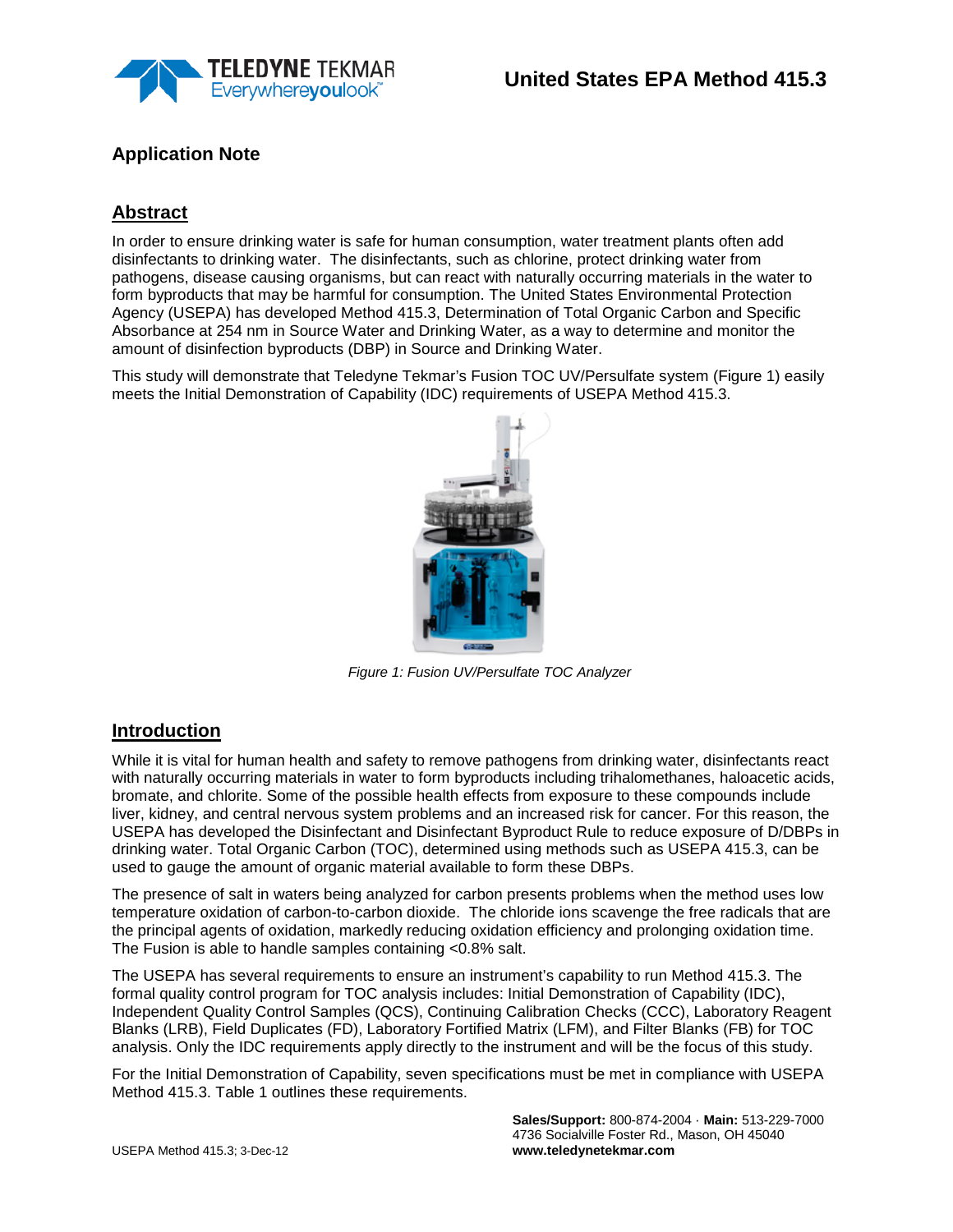# United States EPA Method 415.3

## Application Note

## Abstract

In order to ensure drinking water is safe for human consumption, water treatment plants often add disinfectants to drinking water. The disinfectants, such as chlorine, protect drinking water from pathogens, disease causing organisms, but can react with naturally occurring materials in the water to form byproducts that may be harmful for consumption. The United States Environmental Protection Agency (USEPA) has developed Method 415.3, Determination of Total Organic Carbon and Specific Absorbance at 254 nm in Source Water and Drinking Water, as a way to determine and monitor the amount of disinfection byproducts (DBP) in Source and Drinking Water.

This study will demonstrate that Teledyne Tekmar's Fusion TOC UV/Persulfate system (Figure 1) easily meets the Initial Demonstration of Capability (IDC) requirements of USEPA Method 415.3.

*Figure 1: Fusion UV/Persulfate TOC Analyzer*

## Introduction

While it is vital for human health and safety to remove pathogens from drinking water, disinfectants react with naturally occurring materials in water to form byproducts including trihalomethanes, haloacetic acids, bromate, and chlorite. Some of the possible health effects from exposure to these compounds include liver, kidney, and central nervous system problems and an increased risk for cancer. For this reason, the USEPA has developed the Disinfectant and Disinfectant Byproduct Rule to reduce exposure of D/DBPs in drinking water. Total Organic Carbon (TOC), determined using methods such as USEPA 415.3, can be used to gauge the amount of organic material available to form these DBPs.

The presence of salt in waters being analyzed for carbon presents problems when the method uses low temperature oxidation of carbon-to-carbon dioxide. The chloride ions scavenge the free radicals that are the principal agents of oxidation, markedly reducing oxidation efficiency and prolonging oxidation time. The Fusion is able to handle samples containing <0.8% salt.

The USEPA has several requirements to ensure an instrument's capability to run Method 415.3. The formal quality control program for TOC analysis includes: Initial Demonstration of Capability (IDC), Independent Quality Control Samples (QCS), Continuing Calibration Checks (CCC), Laboratory Reagent Blanks (LRB), Field Duplicates (FD), Laboratory Fortified Matrix (LFM), and Filter Blanks (FB) for TOC analysis. Only the IDC requirements apply directly to the instrument and will be the focus of this study.

For the Initial Demonstration of Capability, seven specifications must be met in compliance with USEPA Method 415.3. Table 1 outlines these requirements.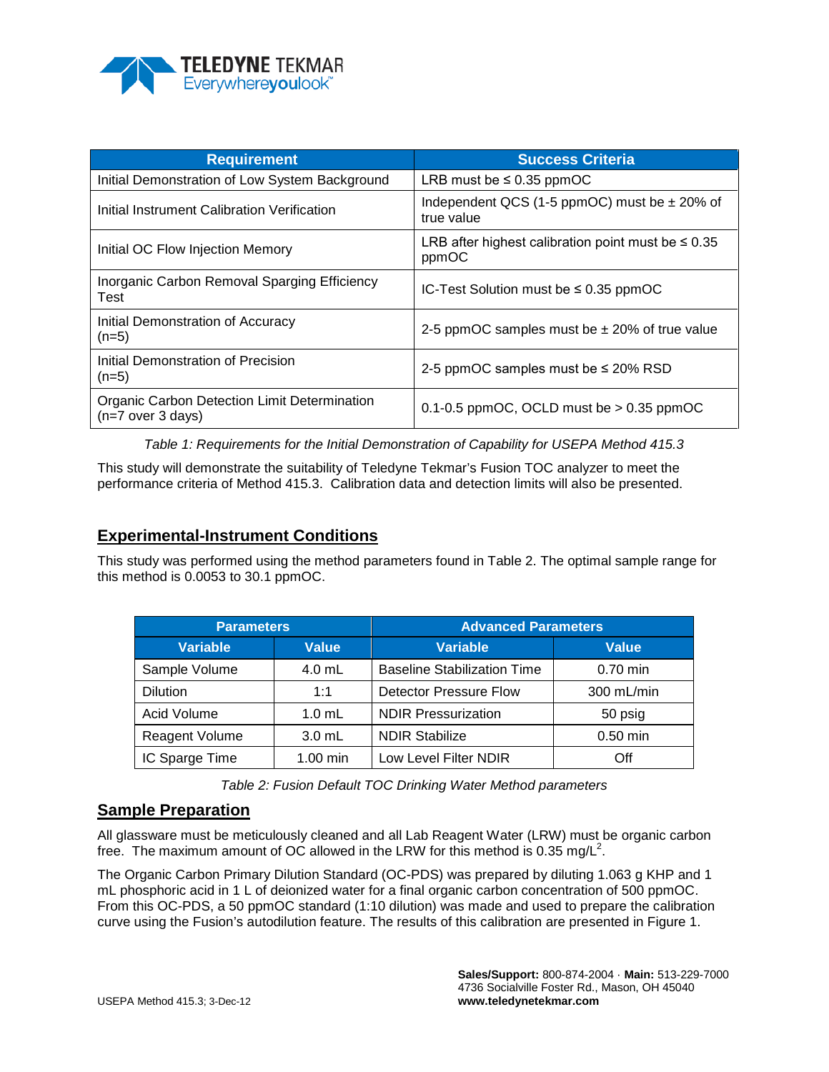| Requirement | Success Criteria |
|---|---|
| Initial Demonstration of Low System Background | LRB must be ≤ 0.35 ppmOC |
| Initial Instrument Calibration Verification | Independent QCS (1-5 ppmOC) must be ± 20% of true value |
| Initial OC Flow Injection Memory | LRB after highest calibration point must be ≤ 0.35 ppmOC |
| Inorganic Carbon Removal Sparging Efficiency Test | IC-Test Solution must be ≤ 0.35 ppmOC |
| Initial Demonstration of Accuracy (n=5) | 2-5 ppmOC samples must be ± 20% of true value |
| Initial Demonstration of Precision (n=5) | 2-5 ppmOC samples must be ≤ 20% RSD |
| Organic Carbon Detection Limit Determination (n=7 over 3 days) | 0.1-0.5 ppmOC, OCLD must be > 0.35 ppmOC |

*Table 1: Requirements for the Initial Demonstration of Capability for USEPA Method 415.3*

This study will demonstrate the suitability of Teledyne Tekmar's Fusion TOC analyzer to meet the performance criteria of Method 415.3. Calibration data and detection limits will also be presented.

## Experimental-Instrument Conditions

This study was performed using the method parameters found in Table 2. The optimal sample range for this method is 0.0053 to 30.1 ppmOC.

| Parameters | | Advanced Parameters | |
|---|---|---|---|
| Variable | Value | Variable | Value |
| Sample Volume | 4.0 mL | Baseline Stabilization Time | 0.70 min |
| Dilution | 1:1 | Detector Pressure Flow | 300 mL/min |
| Acid Volume | 1.0 mL | NDIR Pressurization | 50 psig |
| Reagent Volume | 3.0 mL | NDIR Stabilize | 0.50 min |
| IC Sparge Time | 1.00 min | Low Level Filter NDIR | Off |

*Table 2: Fusion Default TOC Drinking Water Method parameters*

## Sample Preparation

All glassware must be meticulously cleaned and all Lab Reagent Water (LRW) must be organic carbon free. The maximum amount of OC allowed in the LRW for this method is 0.35 mg/L[2].

The Organic Carbon Primary Dilution Standard (OC-PDS) was prepared by diluting 1.063 g KHP and 1 mL phosphoric acid in 1 L of deionized water for a final organic carbon concentration of 500 ppmOC. From this OC-PDS, a 50 ppmOC standard (1:10 dilution) was made and used to prepare the calibration curve using the Fusion's autodilution feature. The results of this calibration are presented in Figure 1.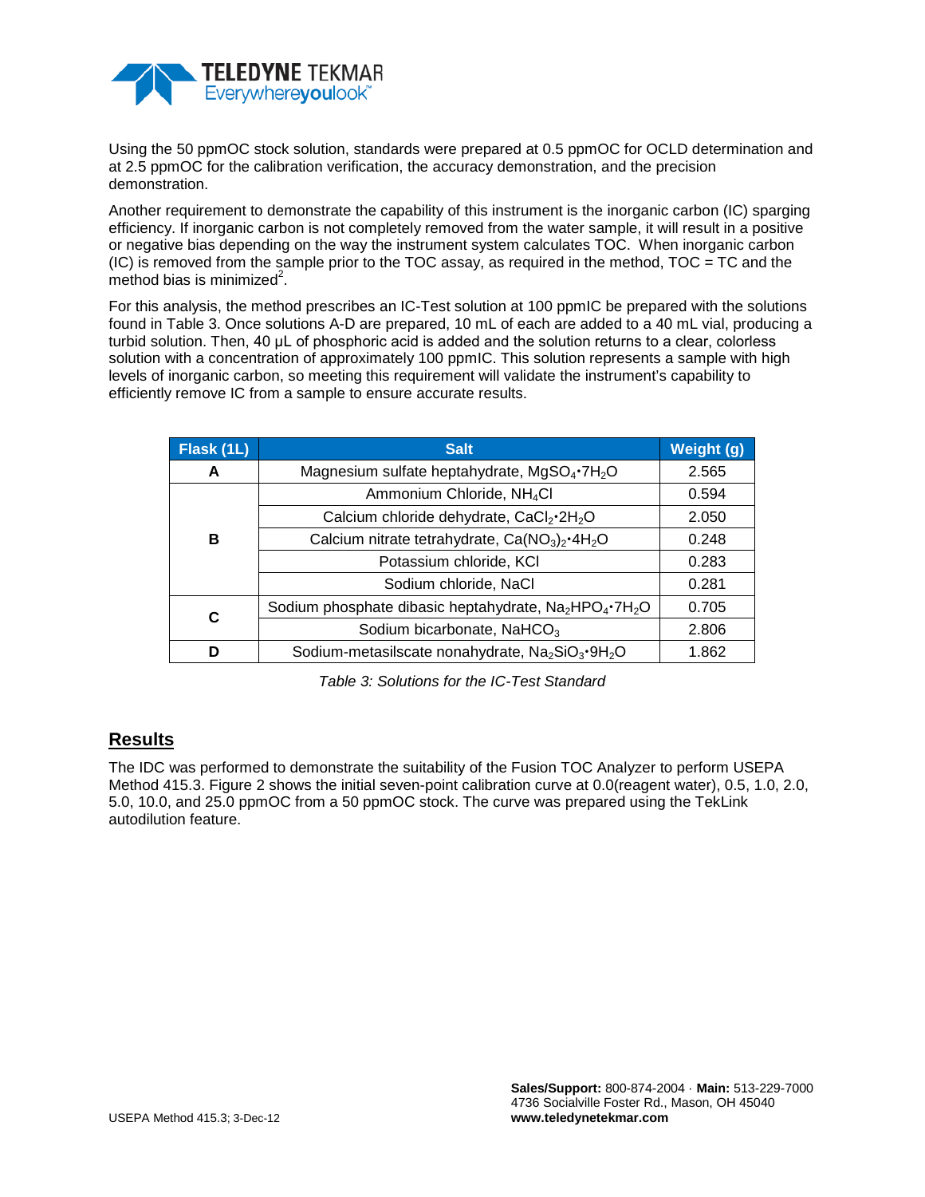Using the 50 ppmOC stock solution, standards were prepared at 0.5 ppmOC for OCLD determination and at 2.5 ppmOC for the calibration verification, the accuracy demonstration, and the precision demonstration.

Another requirement to demonstrate the capability of this instrument is the inorganic carbon (IC) sparging efficiency. If inorganic carbon is not completely removed from the water sample, it will result in a positive or negative bias depending on the way the instrument system calculates TOC. When inorganic carbon (IC) is removed from the sample prior to the TOC assay, as required in the method, TOC = TC and the method bias is minimized[2].

For this analysis, the method prescribes an IC-Test solution at 100 ppmIC be prepared with the solutions found in Table 3. Once solutions A-D are prepared, 10 mL of each are added to a 40 mL vial, producing a turbid solution. Then, 40 µL of phosphoric acid is added and the solution returns to a clear, colorless solution with a concentration of approximately 100 ppmIC. This solution represents a sample with high levels of inorganic carbon, so meeting this requirement will validate the instrument's capability to efficiently remove IC from a sample to ensure accurate results.

| Flask (1L) | Salt | Weight (g) |
|---|---|---|
| **A** | Magnesium sulfate heptahydrate, $MgSO_4 \cdot 7H_2O$ | 2.565 |
| **B** | Ammonium Chloride, $NH_4Cl$ | 0.594 |
| | Calcium chloride dehydrate, $CaCl_2 \cdot 2H_2O$ | 2.050 |
| | Calcium nitrate tetrahydrate, $Ca(NO_3)_2 \cdot 4H_2O$ | 0.248 |
| | Potassium chloride, KCl | 0.283 |
| | Sodium chloride, NaCl | 0.281 |
| **C** | Sodium phosphate dibasic heptahydrate, $Na_2HPO_4 \cdot 7H_2O$ | 0.705 |
| | Sodium bicarbonate, $NaHCO_3$ | 2.806 |
| **D** | Sodium-metasilscate nonahydrate, $Na_2SiO_3 \cdot 9H_2O$ | 1.862 |

*Table 3: Solutions for the IC-Test Standard*

## Results

The IDC was performed to demonstrate the suitability of the Fusion TOC Analyzer to perform USEPA Method 415.3. Figure 2 shows the initial seven-point calibration curve at 0.0(reagent water), 0.5, 1.0, 2.0, 5.0, 10.0, and 25.0 ppmOC from a 50 ppmOC stock. The curve was prepared using the TekLink autodilution feature.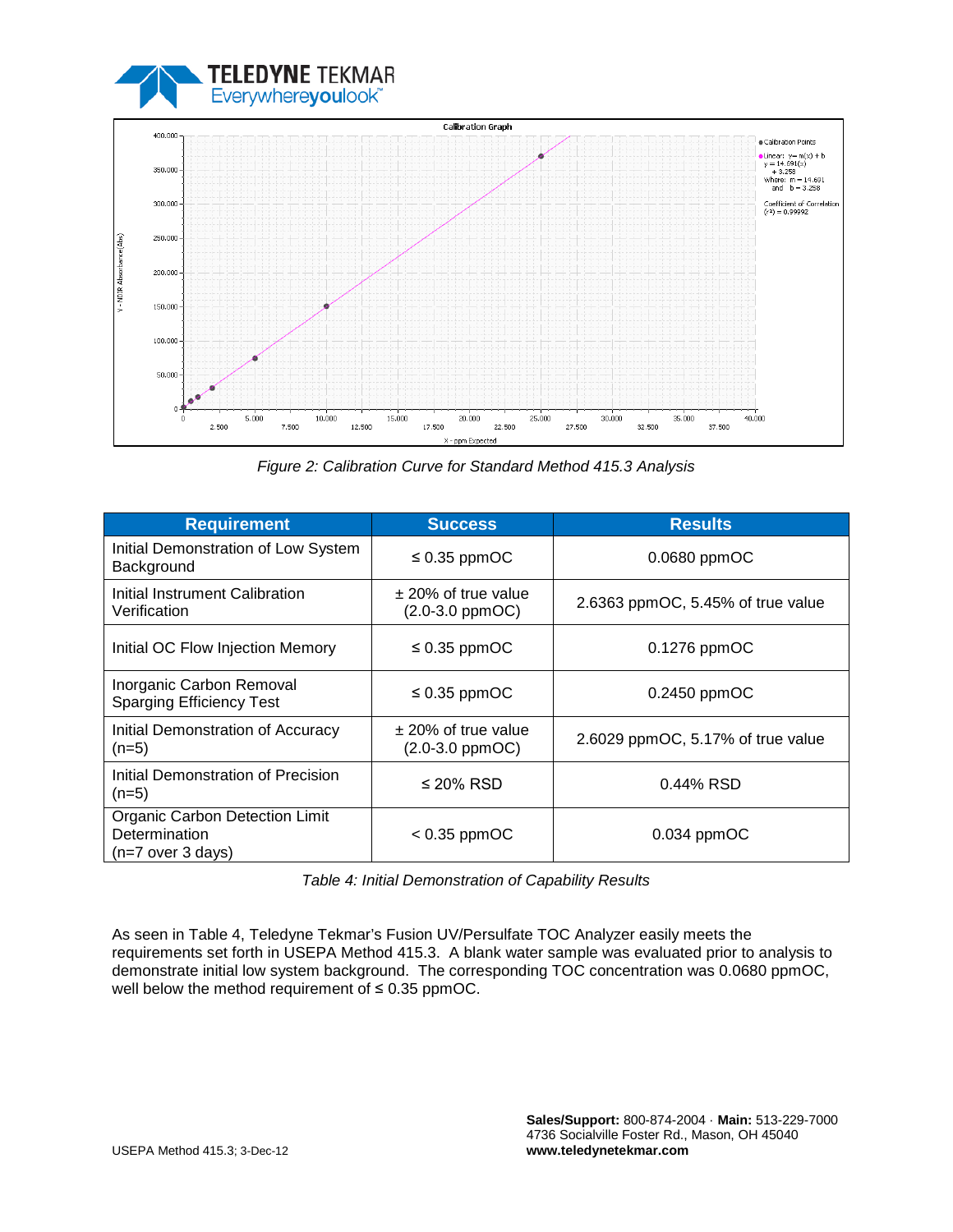*Figure 2: Calibration Curve for Standard Method 415.3 Analysis*

| Requirement | Success | Results |
|---|---|---|
| Initial Demonstration of Low System Background | ≤ 0.35 ppmOC | 0.0680 ppmOC |
| Initial Instrument Calibration Verification | ± 20% of true value (2.0-3.0 ppmOC) | 2.6363 ppmOC, 5.45% of true value |
| Initial OC Flow Injection Memory | ≤ 0.35 ppmOC | 0.1276 ppmOC |
| Inorganic Carbon Removal Sparging Efficiency Test | ≤ 0.35 ppmOC | 0.2450 ppmOC |
| Initial Demonstration of Accuracy (n=5) | ± 20% of true value (2.0-3.0 ppmOC) | 2.6029 ppmOC, 5.17% of true value |
| Initial Demonstration of Precision (n=5) | ≤ 20% RSD | 0.44% RSD |
| Organic Carbon Detection Limit Determination (n=7 over 3 days) | < 0.35 ppmOC | 0.034 ppmOC |

*Table 4: Initial Demonstration of Capability Results*

As seen in Table 4, Teledyne Tekmar's Fusion UV/Persulfate TOC Analyzer easily meets the requirements set forth in USEPA Method 415.3. A blank water sample was evaluated prior to analysis to demonstrate initial low system background. The corresponding TOC concentration was 0.0680 ppmOC, well below the method requirement of ≤ 0.35 ppmOC.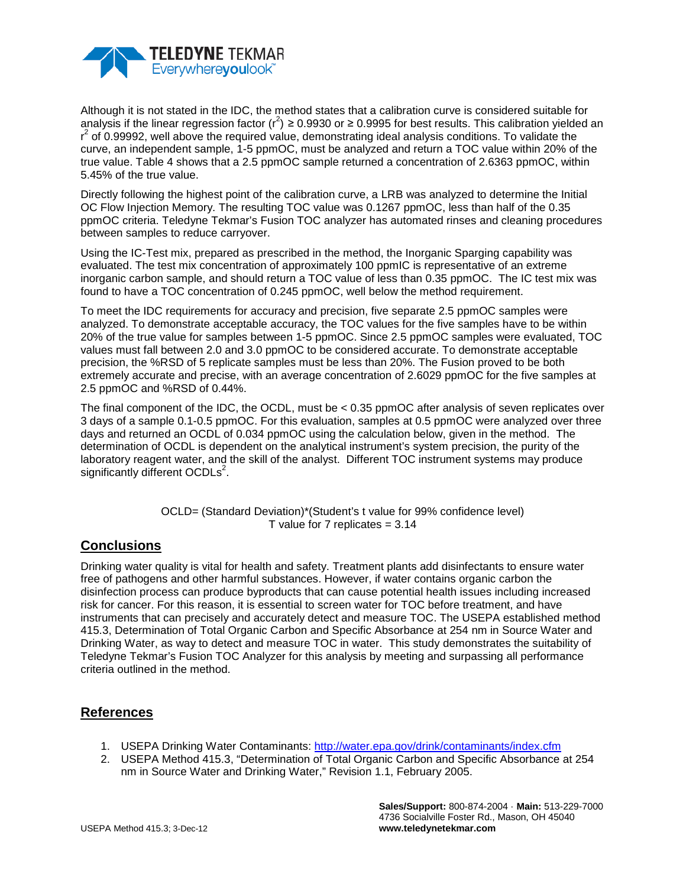Although it is not stated in the IDC, the method states that a calibration curve is considered suitable for analysis if the linear regression factor ($r^2$) ≥ 0.9930 or ≥ 0.9995 for best results. This calibration yielded an $r^2$ of 0.99992, well above the required value, demonstrating ideal analysis conditions. To validate the curve, an independent sample, 1-5 ppmOC, must be analyzed and return a TOC value within 20% of the true value. Table 4 shows that a 2.5 ppmOC sample returned a concentration of 2.6363 ppmOC, within 5.45% of the true value.

Directly following the highest point of the calibration curve, a LRB was analyzed to determine the Initial OC Flow Injection Memory. The resulting TOC value was 0.1267 ppmOC, less than half of the 0.35 ppmOC criteria. Teledyne Tekmar's Fusion TOC analyzer has automated rinses and cleaning procedures between samples to reduce carryover.

Using the IC-Test mix, prepared as prescribed in the method, the Inorganic Sparging capability was evaluated. The test mix concentration of approximately 100 ppmIC is representative of an extreme inorganic carbon sample, and should return a TOC value of less than 0.35 ppmOC. The IC test mix was found to have a TOC concentration of 0.245 ppmOC, well below the method requirement.

To meet the IDC requirements for accuracy and precision, five separate 2.5 ppmOC samples were analyzed. To demonstrate acceptable accuracy, the TOC values for the five samples have to be within 20% of the true value for samples between 1-5 ppmOC. Since 2.5 ppmOC samples were evaluated, TOC values must fall between 2.0 and 3.0 ppmOC to be considered accurate. To demonstrate acceptable precision, the %RSD of 5 replicate samples must be less than 20%. The Fusion proved to be both extremely accurate and precise, with an average concentration of 2.6029 ppmOC for the five samples at 2.5 ppmOC and %RSD of 0.44%.

The final component of the IDC, the OCDL, must be < 0.35 ppmOC after analysis of seven replicates over 3 days of a sample 0.1-0.5 ppmOC. For this evaluation, samples at 0.5 ppmOC were analyzed over three days and returned an OCDL of 0.034 ppmOC using the calculation below, given in the method. The determination of OCDL is dependent on the analytical instrument's system precision, the purity of the laboratory reagent water, and the skill of the analyst. Different TOC instrument systems may produce significantly different OCDLs[2].

OCLD= (Standard Deviation)*(Student's t value for 99% confidence level)
T value for 7 replicates = 3.14

## Conclusions

Drinking water quality is vital for health and safety. Treatment plants add disinfectants to ensure water free of pathogens and other harmful substances. However, if water contains organic carbon the disinfection process can produce byproducts that can cause potential health issues including increased risk for cancer. For this reason, it is essential to screen water for TOC before treatment, and have instruments that can precisely and accurately detect and measure TOC. The USEPA established method 415.3, Determination of Total Organic Carbon and Specific Absorbance at 254 nm in Source Water and Drinking Water, as way to detect and measure TOC in water. This study demonstrates the suitability of Teledyne Tekmar's Fusion TOC Analyzer for this analysis by meeting and surpassing all performance criteria outlined in the method.

## References

1. USEPA Drinking Water Contaminants: http://water.epa.gov/drink/contaminants/index.cfm
2. USEPA Method 415.3, "Determination of Total Organic Carbon and Specific Absorbance at 254 nm in Source Water and Drinking Water," Revision 1.1, February 2005.